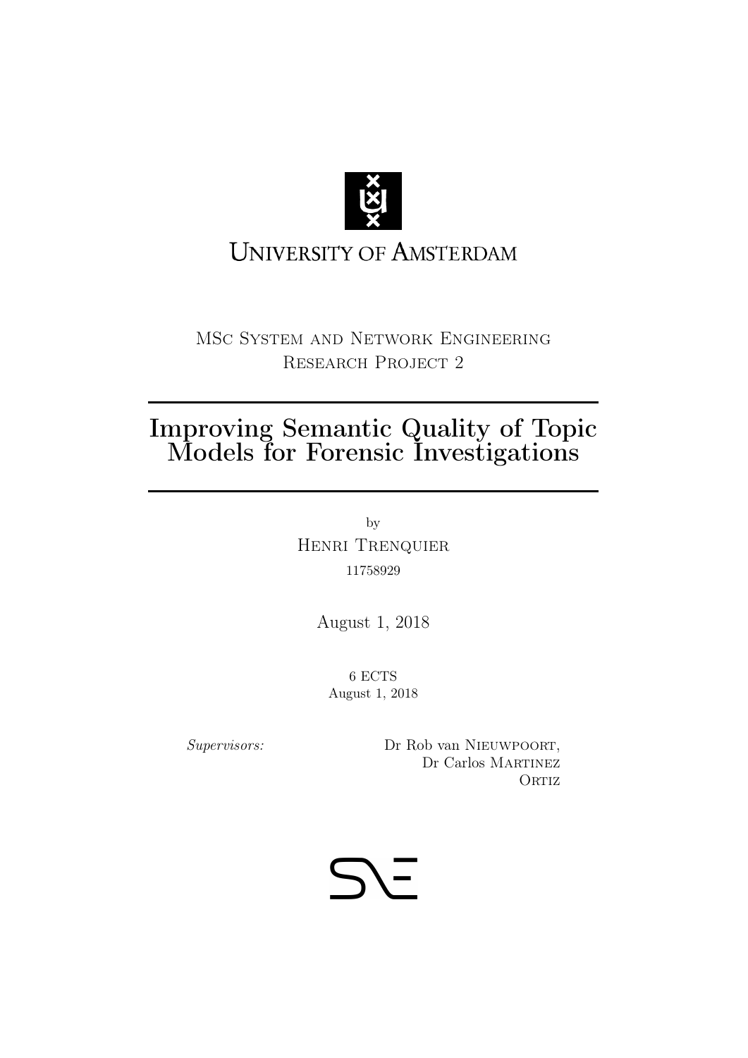University of Amsterdam

MSc System and Network Engineering
Research Project 2

# Improving Semantic Quality of Topic Models for Forensic Investigations

by
Henri Trenquier
11758929

August 1, 2018

6 ECTS
August 1, 2018

*Supervisors:* Dr Rob van Nieuwpoort, Dr Carlos Martinez Ortiz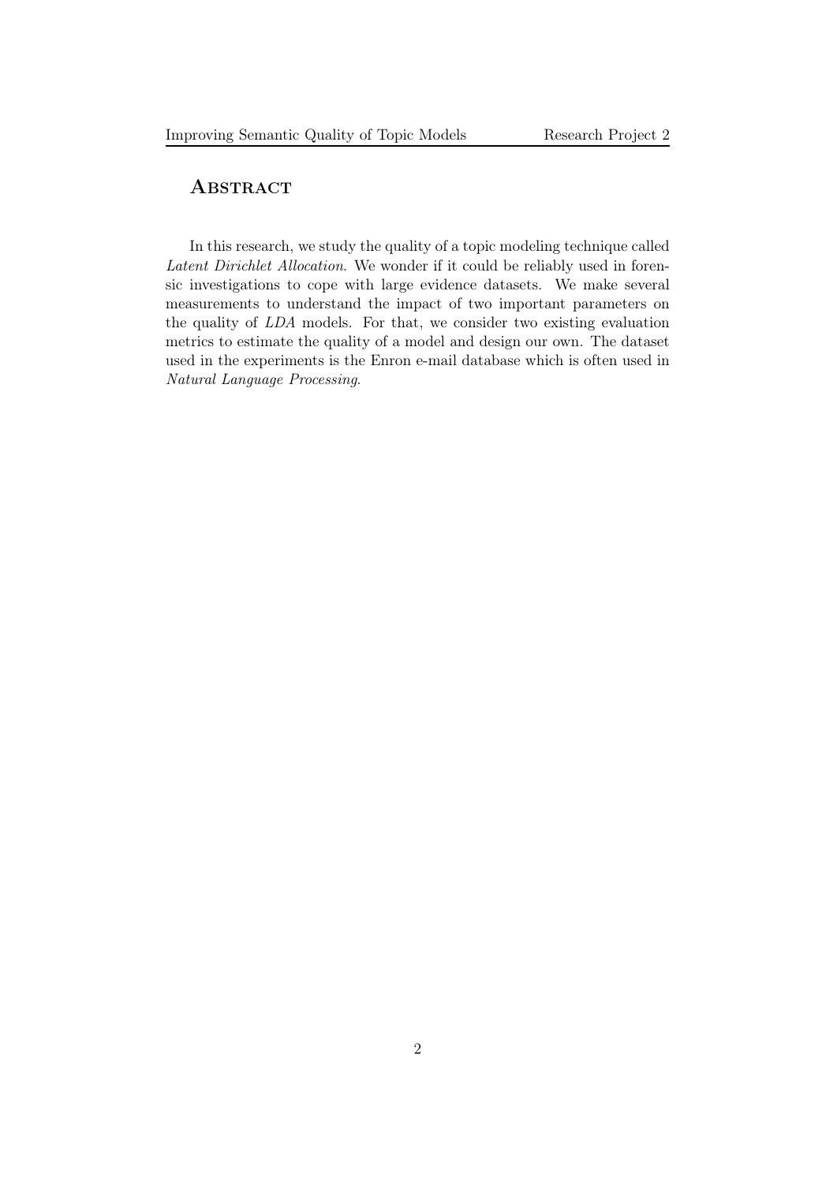# Abstract

In this research, we study the quality of a topic modeling technique called *Latent Dirichlet Allocation*. We wonder if it could be reliably used in forensic investigations to cope with large evidence datasets. We make several measurements to understand the impact of two important parameters on the quality of *LDA* models. For that, we consider two existing evaluation metrics to estimate the quality of a model and design our own. The dataset used in the experiments is the Enron e-mail database which is often used in *Natural Language Processing*.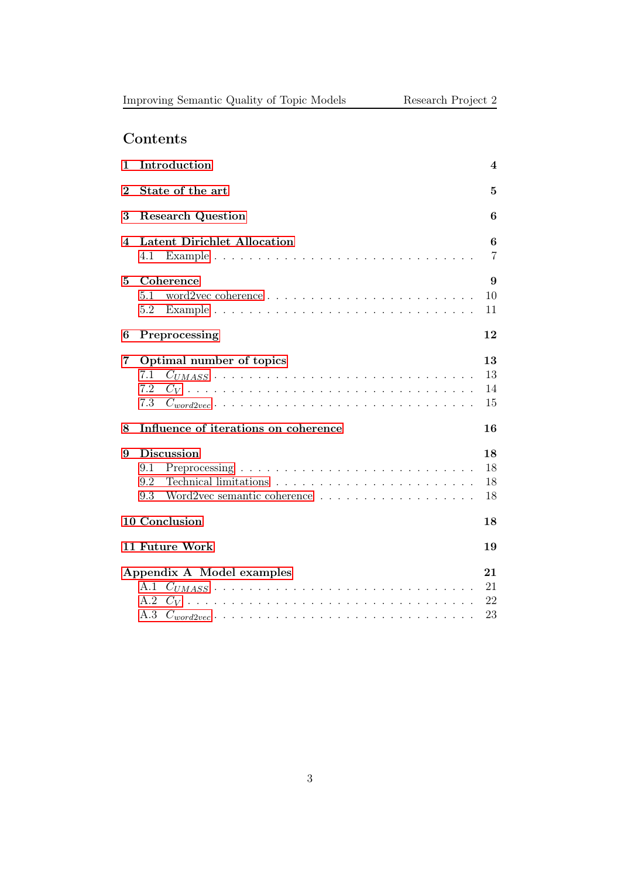# Contents

- **1 Introduction** — 4
- **2 State of the art** — 5
- **3 Research Question** — 6
- **4 Latent Dirichlet Allocation** — 6
  - 4.1 Example — 7
- **5 Coherence** — 9
  - 5.1 word2vec coherence — 10
  - 5.2 Example — 11
- **6 Preprocessing** — 12
- **7 Optimal number of topics** — 13
  - 7.1 $C_{UMASS}$ — 13
  - 7.2 $C_V$ — 14
  - 7.3 $C_{word2vec}$ — 15
- **8 Influence of iterations on coherence** — 16
- **9 Discussion** — 18
  - 9.1 Preprocessing — 18
  - 9.2 Technical limitations — 18
  - 9.3 Word2vec semantic coherence — 18
- **10 Conclusion** — 18
- **11 Future Work** — 19
- **Appendix A Model examples** — 21
  - A.1 $C_{UMASS}$ — 21
  - A.2 $C_V$ — 22
  - A.3 $C_{word2vec}$ — 23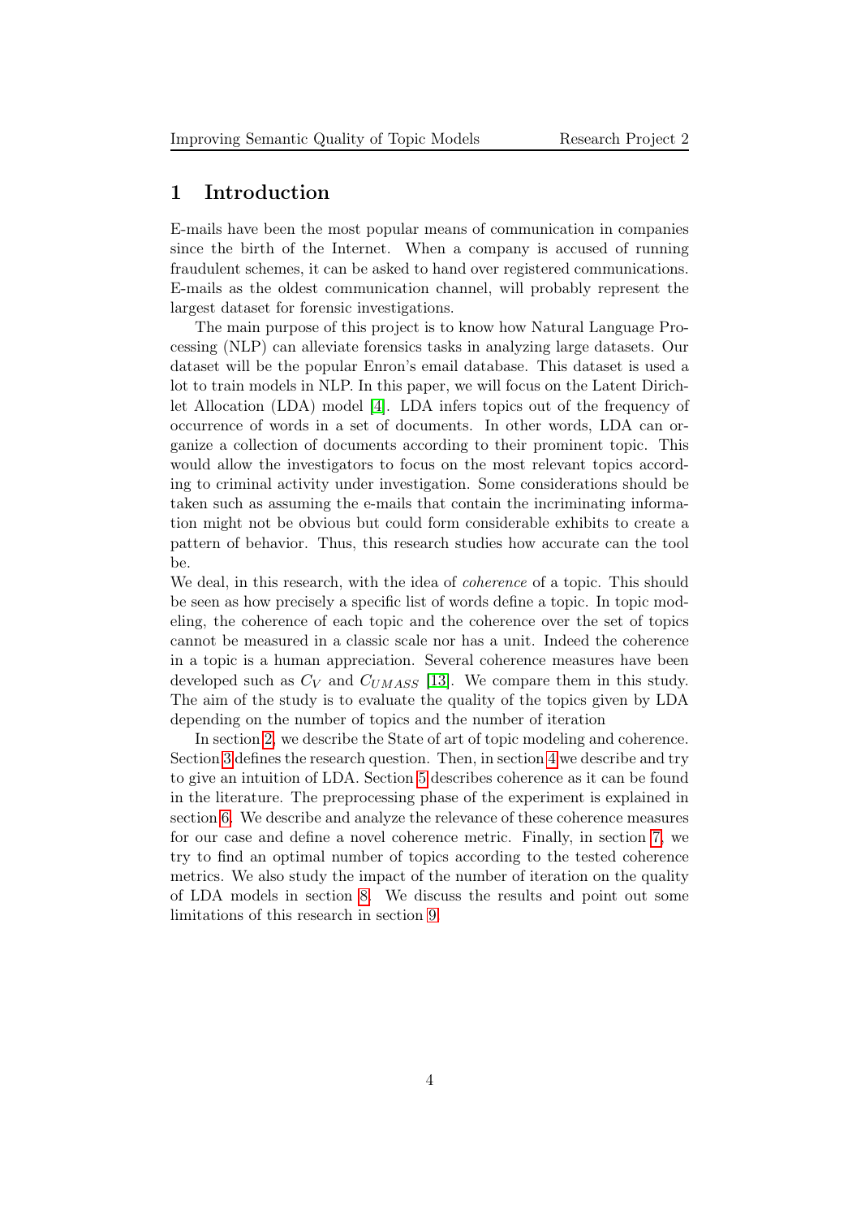# 1 Introduction

E-mails have been the most popular means of communication in companies since the birth of the Internet. When a company is accused of running fraudulent schemes, it can be asked to hand over registered communications. E-mails as the oldest communication channel, will probably represent the largest dataset for forensic investigations.

The main purpose of this project is to know how Natural Language Processing (NLP) can alleviate forensics tasks in analyzing large datasets. Our dataset will be the popular Enron's email database. This dataset is used a lot to train models in NLP. In this paper, we will focus on the Latent Dirichlet Allocation (LDA) model [4]. LDA infers topics out of the frequency of occurrence of words in a set of documents. In other words, LDA can organize a collection of documents according to their prominent topic. This would allow the investigators to focus on the most relevant topics according to criminal activity under investigation. Some considerations should be taken such as assuming the e-mails that contain the incriminating information might not be obvious but could form considerable exhibits to create a pattern of behavior. Thus, this research studies how accurate can the tool be.

We deal, in this research, with the idea of *coherence* of a topic. This should be seen as how precisely a specific list of words define a topic. In topic modeling, the coherence of each topic and the coherence over the set of topics cannot be measured in a classic scale nor has a unit. Indeed the coherence in a topic is a human appreciation. Several coherence measures have been developed such as $C_V$ and $C_{UMASS}$ [13]. We compare them in this study. The aim of the study is to evaluate the quality of the topics given by LDA depending on the number of topics and the number of iteration

In section 2, we describe the State of art of topic modeling and coherence. Section 3 defines the research question. Then, in section 4 we describe and try to give an intuition of LDA. Section 5 describes coherence as it can be found in the literature. The preprocessing phase of the experiment is explained in section 6. We describe and analyze the relevance of these coherence measures for our case and define a novel coherence metric. Finally, in section 7, we try to find an optimal number of topics according to the tested coherence metrics. We also study the impact of the number of iteration on the quality of LDA models in section 8. We discuss the results and point out some limitations of this research in section 9.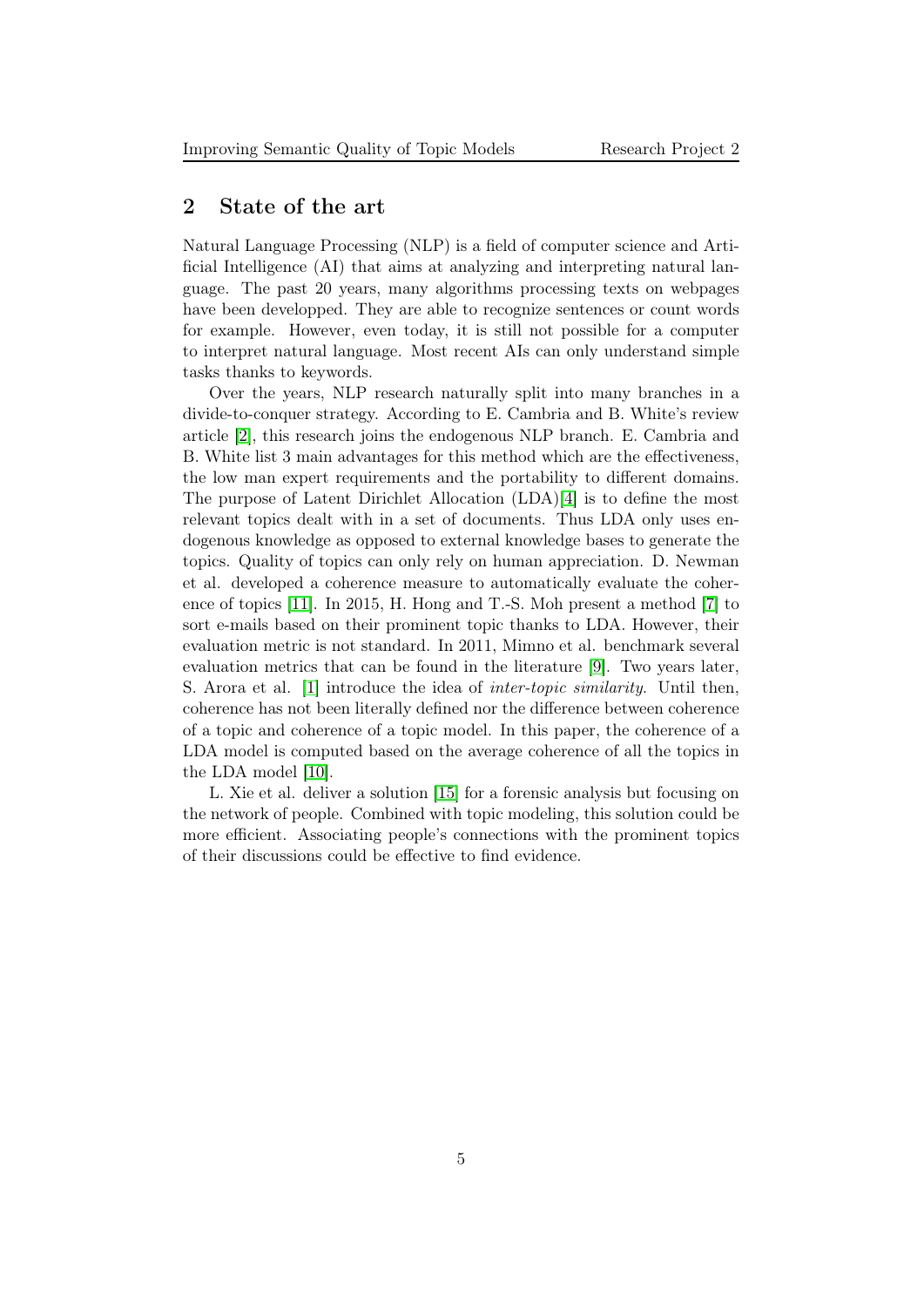## 2 State of the art

Natural Language Processing (NLP) is a field of computer science and Artificial Intelligence (AI) that aims at analyzing and interpreting natural language. The past 20 years, many algorithms processing texts on webpages have been developped. They are able to recognize sentences or count words for example. However, even today, it is still not possible for a computer to interpret natural language. Most recent AIs can only understand simple tasks thanks to keywords.

Over the years, NLP research naturally split into many branches in a divide-to-conquer strategy. According to E. Cambria and B. White's review article [2], this research joins the endogenous NLP branch. E. Cambria and B. White list 3 main advantages for this method which are the effectiveness, the low man expert requirements and the portability to different domains. The purpose of Latent Dirichlet Allocation (LDA)[4] is to define the most relevant topics dealt with in a set of documents. Thus LDA only uses endogenous knowledge as opposed to external knowledge bases to generate the topics. Quality of topics can only rely on human appreciation. D. Newman et al. developed a coherence measure to automatically evaluate the coherence of topics [11]. In 2015, H. Hong and T.-S. Moh present a method [7] to sort e-mails based on their prominent topic thanks to LDA. However, their evaluation metric is not standard. In 2011, Mimno et al. benchmark several evaluation metrics that can be found in the literature [9]. Two years later, S. Arora et al. [1] introduce the idea of *inter-topic similarity*. Until then, coherence has not been literally defined nor the difference between coherence of a topic and coherence of a topic model. In this paper, the coherence of a LDA model is computed based on the average coherence of all the topics in the LDA model [10].

L. Xie et al. deliver a solution [15] for a forensic analysis but focusing on the network of people. Combined with topic modeling, this solution could be more efficient. Associating people's connections with the prominent topics of their discussions could be effective to find evidence.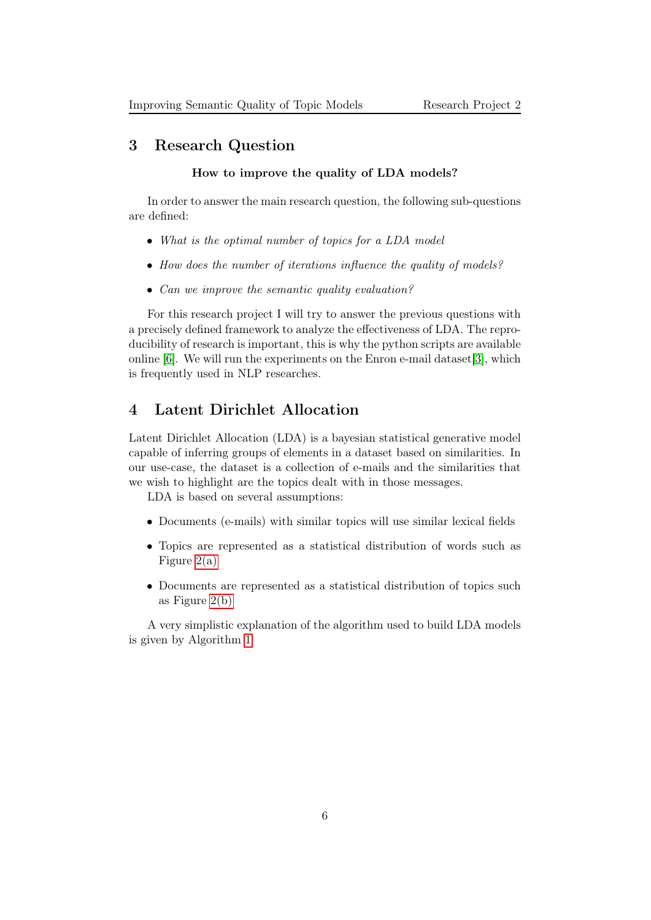## 3 Research Question

**How to improve the quality of LDA models?**

In order to answer the main research question, the following sub-questions are defined:

- *What is the optimal number of topics for a LDA model*
- *How does the number of iterations influence the quality of models?*
- *Can we improve the semantic quality evaluation?*

For this research project I will try to answer the previous questions with a precisely defined framework to analyze the effectiveness of LDA. The reproducibility of research is important, this is why the python scripts are available online [6]. We will run the experiments on the Enron e-mail dataset[3], which is frequently used in NLP researches.

## 4 Latent Dirichlet Allocation

Latent Dirichlet Allocation (LDA) is a bayesian statistical generative model capable of inferring groups of elements in a dataset based on similarities. In our use-case, the dataset is a collection of e-mails and the similarities that we wish to highlight are the topics dealt with in those messages.

LDA is based on several assumptions:

- Documents (e-mails) with similar topics will use similar lexical fields
- Topics are represented as a statistical distribution of words such as Figure 2(a)
- Documents are represented as a statistical distribution of topics such as Figure 2(b)

A very simplistic explanation of the algorithm used to build LDA models is given by Algorithm 1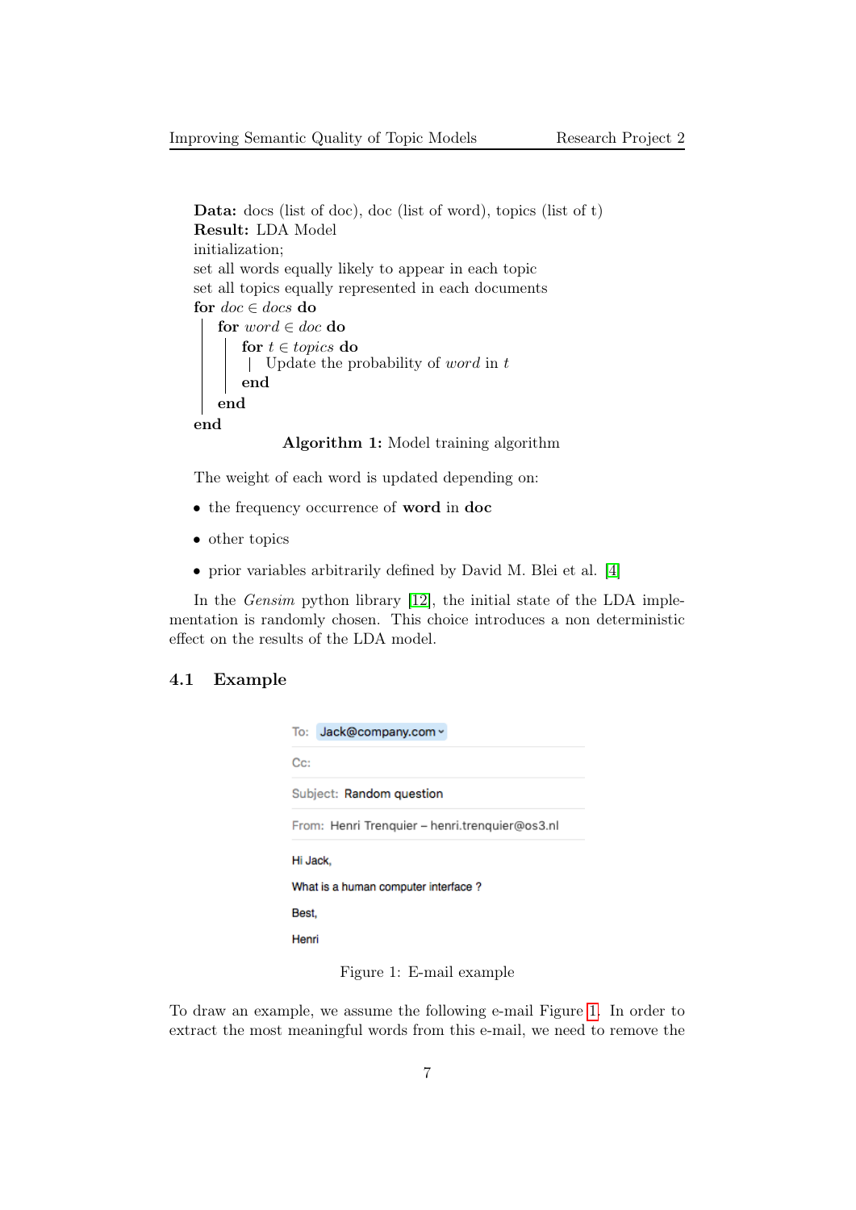```
Data: docs (list of doc), doc (list of word), topics (list of t)
Result: LDA Model
initialization;
set all words equally likely to appear in each topic
set all topics equally represented in each documents
for doc ∈ docs do
    for word ∈ doc do
        for t ∈ topics do
            Update the probability of word in t
        end
    end
end
```

**Algorithm 1:** Model training algorithm

The weight of each word is updated depending on:

- the frequency occurrence of **word** in **doc**
- other topics
- prior variables arbitrarily defined by David M. Blei et al. [4]

In the *Gensim* python library [12], the initial state of the LDA implementation is randomly chosen. This choice introduces a non deterministic effect on the results of the LDA model.

## 4.1 Example

To: Jack@company.com
Cc:
Subject: Random question
From: Henri Trenquier – henri.trenquier@os3.nl

Hi Jack,

What is a human computer interface ?

Best,

Henri

Figure 1: E-mail example

To draw an example, we assume the following e-mail Figure 1. In order to extract the most meaningful words from this e-mail, we need to remove the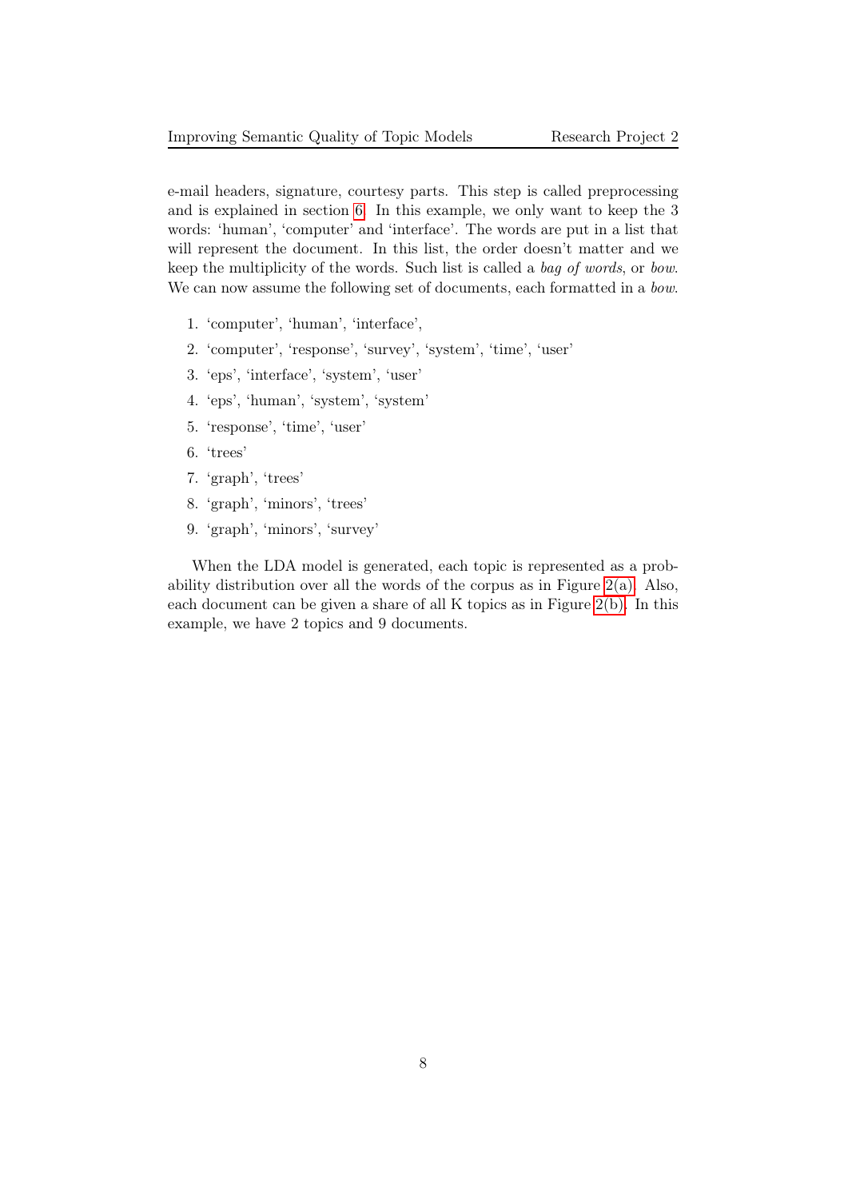e-mail headers, signature, courtesy parts. This step is called preprocessing and is explained in section 6. In this example, we only want to keep the 3 words: 'human', 'computer' and 'interface'. The words are put in a list that will represent the document. In this list, the order doesn't matter and we keep the multiplicity of the words. Such list is called a *bag of words*, or *bow*. We can now assume the following set of documents, each formatted in a *bow*.

1. 'computer', 'human', 'interface',
2. 'computer', 'response', 'survey', 'system', 'time', 'user'
3. 'eps', 'interface', 'system', 'user'
4. 'eps', 'human', 'system', 'system'
5. 'response', 'time', 'user'
6. 'trees'
7. 'graph', 'trees'
8. 'graph', 'minors', 'trees'
9. 'graph', 'minors', 'survey'

When the LDA model is generated, each topic is represented as a probability distribution over all the words of the corpus as in Figure 2(a). Also, each document can be given a share of all K topics as in Figure 2(b). In this example, we have 2 topics and 9 documents.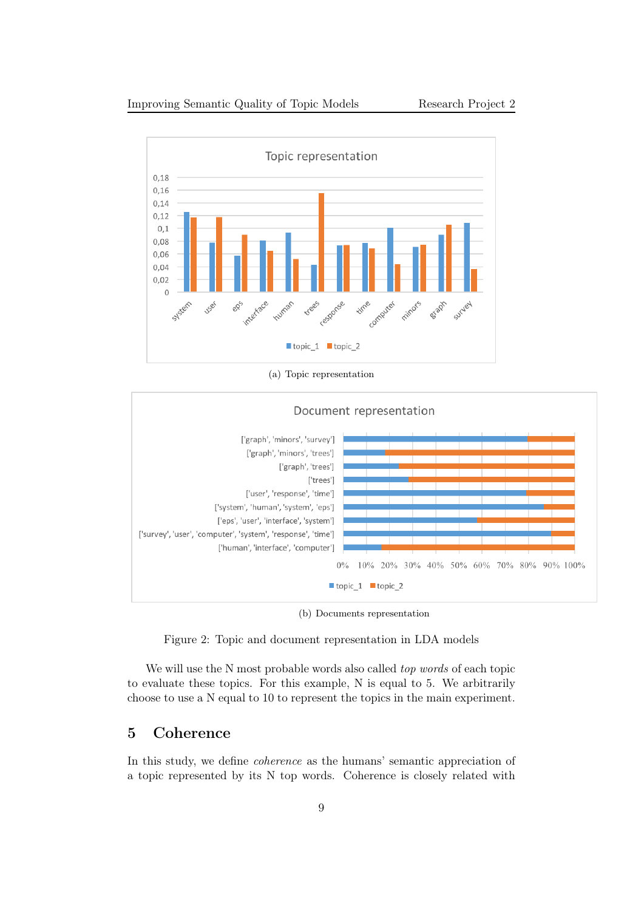(a) Topic representation

(b) Documents representation

Figure 2: Topic and document representation in LDA models

We will use the N most probable words also called *top words* of each topic to evaluate these topics. For this example, N is equal to 5. We arbitrarily choose to use a N equal to 10 to represent the topics in the main experiment.

## 5 Coherence

In this study, we define *coherence* as the humans' semantic appreciation of a topic represented by its N top words. Coherence is closely related with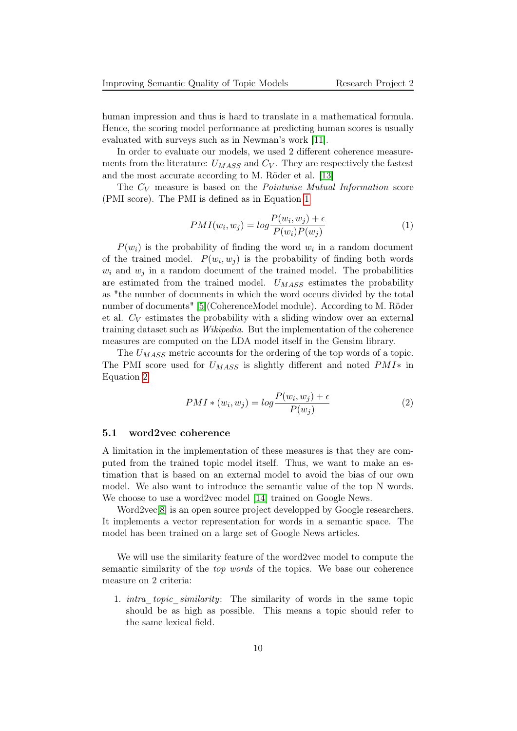human impression and thus is hard to translate in a mathematical formula. Hence, the scoring model performance at predicting human scores is usually evaluated with surveys such as in Newman's work [11].

In order to evaluate our models, we used 2 different coherence measurements from the literature: $U_{MASS}$ and $C_V$. They are respectively the fastest and the most accurate according to M. Röder et al. [13]

The $C_V$ measure is based on the *Pointwise Mutual Information* score (PMI score). The PMI is defined as in Equation 1

$$PMI(w_i, w_j) = log\frac{P(w_i, w_j) + \epsilon}{P(w_i)P(w_j)} \tag{1}$$

$P(w_i)$ is the probability of finding the word $w_i$ in a random document of the trained model. $P(w_i, w_j)$ is the probability of finding both words $w_i$ and $w_j$ in a random document of the trained model. The probabilities are estimated from the trained model. $U_{MASS}$ estimates the probability as "the number of documents in which the word occurs divided by the total number of documents" [5](CoherenceModel module). According to M. Röder et al. $C_V$ estimates the probability with a sliding window over an external training dataset such as *Wikipedia*. But the implementation of the coherence measures are computed on the LDA model itself in the Gensim library.

The $U_{MASS}$ metric accounts for the ordering of the top words of a topic. The PMI score used for $U_{MASS}$ is slightly different and noted $PMI*$ in Equation 2

$$PMI*(w_i, w_j) = log\frac{P(w_i, w_j) + \epsilon}{P(w_j)} \tag{2}$$

### 5.1 word2vec coherence

A limitation in the implementation of these measures is that they are computed from the trained topic model itself. Thus, we want to make an estimation that is based on an external model to avoid the bias of our own model. We also want to introduce the semantic value of the top N words. We choose to use a word2vec model [14] trained on Google News.

Word2vec[8] is an open source project developped by Google researchers. It implements a vector representation for words in a semantic space. The model has been trained on a large set of Google News articles.

We will use the similarity feature of the word2vec model to compute the semantic similarity of the *top words* of the topics. We base our coherence measure on 2 criteria:

1. *intra_topic_similarity*: The similarity of words in the same topic should be as high as possible. This means a topic should refer to the same lexical field.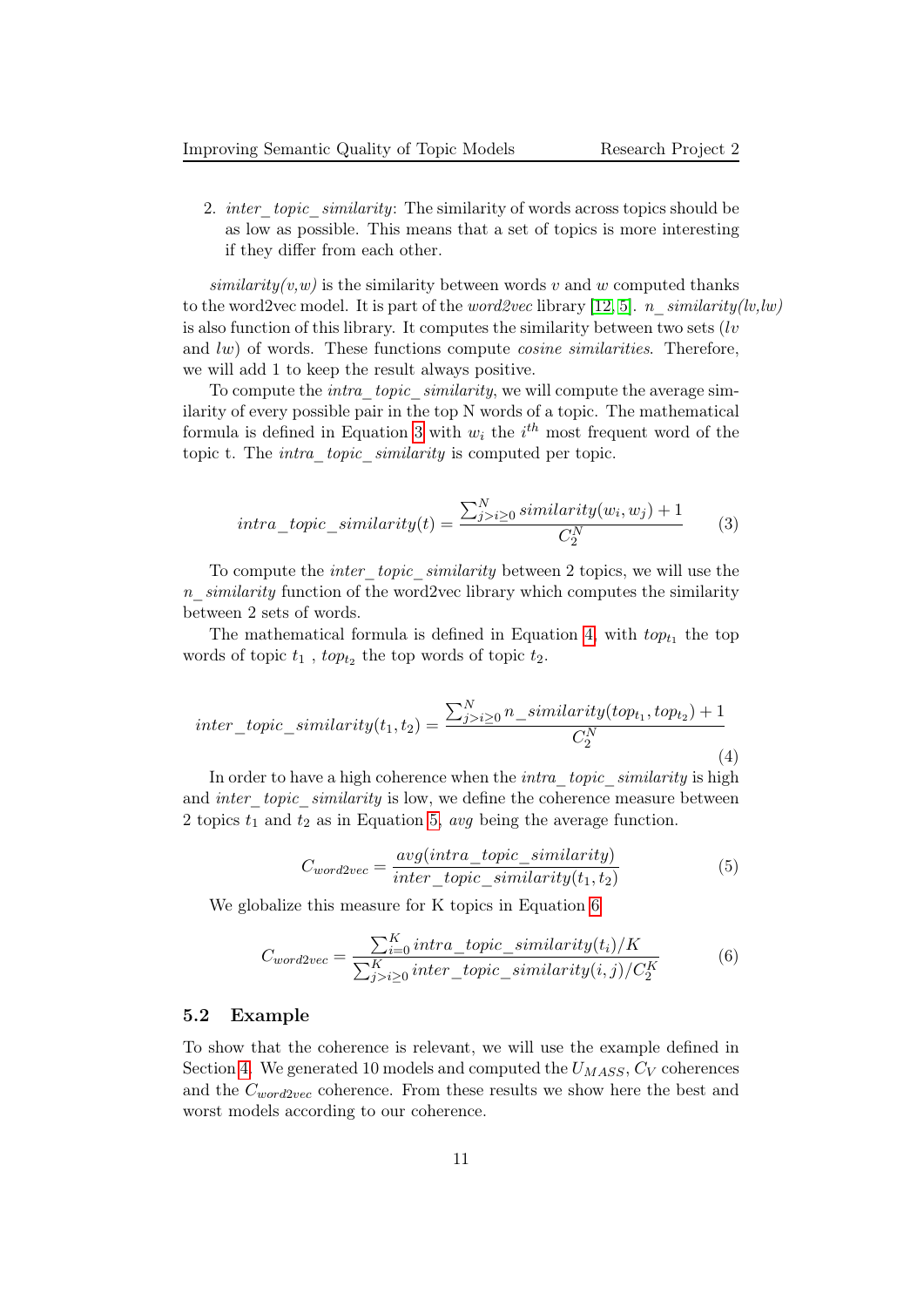2. *inter_topic_similarity*: The similarity of words across topics should be as low as possible. This means that a set of topics is more interesting if they differ from each other.

*similarity(v,w)* is the similarity between words $v$ and $w$ computed thanks to the word2vec model. It is part of the *word2vec* library [12, 5]. *n_similarity(lv,lw)* is also function of this library. It computes the similarity between two sets ($lv$ and $lw$) of words. These functions compute *cosine similarities*. Therefore, we will add 1 to keep the result always positive.

To compute the *intra_topic_similarity*, we will compute the average similarity of every possible pair in the top N words of a topic. The mathematical formula is defined in Equation 3 with $w_i$ the $i^{th}$ most frequent word of the topic t. The *intra_topic_similarity* is computed per topic.

$$intra\_topic\_similarity(t) = \frac{\sum_{j>i\geq 0}^{N} similarity(w_i, w_j) + 1}{C_2^N} \tag{3}$$

To compute the *inter_topic_similarity* between 2 topics, we will use the *n_similarity* function of the word2vec library which computes the similarity between 2 sets of words.

The mathematical formula is defined in Equation 4, with $top_{t_1}$ the top words of topic $t_1$ , $top_{t_2}$ the top words of topic $t_2$.

$$inter\_topic\_similarity(t_1, t_2) = \frac{\sum_{j>i\geq 0}^{N} n\_similarity(top_{t_1}, top_{t_2}) + 1}{C_2^N} \tag{4}$$

In order to have a high coherence when the *intra_topic_similarity* is high and *inter_topic_similarity* is low, we define the coherence measure between 2 topics $t_1$ and $t_2$ as in Equation 5, *avg* being the average function.

$$C_{word2vec} = \frac{avg(intra\_topic\_similarity)}{inter\_topic\_similarity(t_1, t_2)} \tag{5}$$

We globalize this measure for K topics in Equation 6.

$$C_{word2vec} = \frac{\sum_{i=0}^{K} intra\_topic\_similarity(t_i)/K}{\sum_{j>i\geq 0}^{K} inter\_topic\_similarity(i, j)/C_2^K} \tag{6}$$

### 5.2 Example

To show that the coherence is relevant, we will use the example defined in Section 4. We generated 10 models and computed the $U_{MASS}$, $C_V$ coherences and the $C_{word2vec}$ coherence. From these results we show here the best and worst models according to our coherence.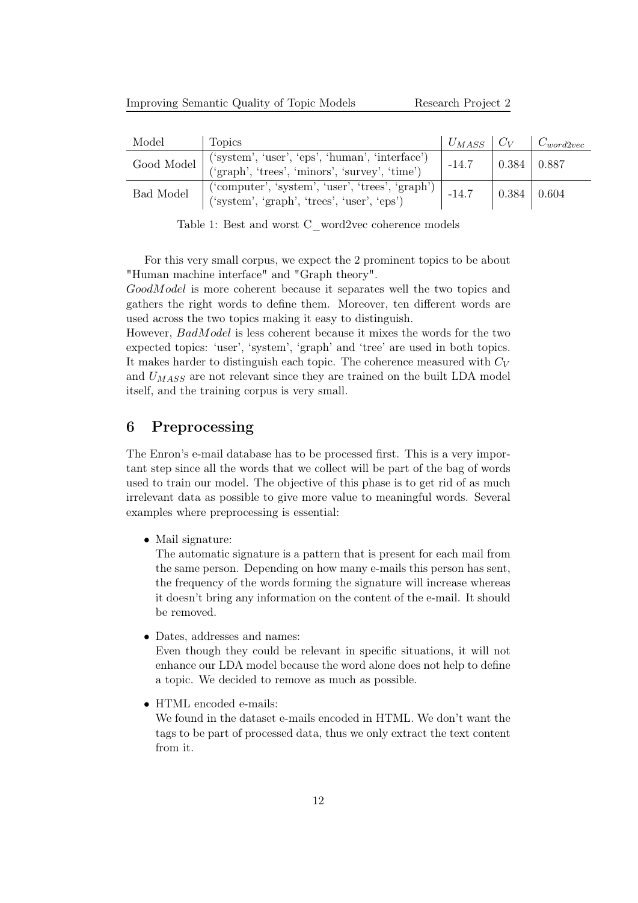| Model | Topics | $U_{MASS}$ | $C_V$ | $C_{word2vec}$ |
|---|---|---|---|---|
| Good Model | ('system', 'user', 'eps', 'human', 'interface')<br>('graph', 'trees', 'minors', 'survey', 'time') | -14.7 | 0.384 | 0.887 |
| Bad Model | ('computer', 'system', 'user', 'trees', 'graph')<br>('system', 'graph', 'trees', 'user', 'eps') | -14.7 | 0.384 | 0.604 |

Table 1: Best and worst C_word2vec coherence models

For this very small corpus, we expect the 2 prominent topics to be about "Human machine interface" and "Graph theory".
*GoodModel* is more coherent because it separates well the two topics and gathers the right words to define them. Moreover, ten different words are used across the two topics making it easy to distinguish.
However, *BadModel* is less coherent because it mixes the words for the two expected topics: 'user', 'system', 'graph' and 'tree' are used in both topics. It makes harder to distinguish each topic. The coherence measured with $C_V$ and $U_{MASS}$ are not relevant since they are trained on the built LDA model itself, and the training corpus is very small.

## 6 Preprocessing

The Enron's e-mail database has to be processed first. This is a very important step since all the words that we collect will be part of the bag of words used to train our model. The objective of this phase is to get rid of as much irrelevant data as possible to give more value to meaningful words. Several examples where preprocessing is essential:

- Mail signature:
  The automatic signature is a pattern that is present for each mail from the same person. Depending on how many e-mails this person has sent, the frequency of the words forming the signature will increase whereas it doesn't bring any information on the content of the e-mail. It should be removed.

- Dates, addresses and names:
  Even though they could be relevant in specific situations, it will not enhance our LDA model because the word alone does not help to define a topic. We decided to remove as much as possible.

- HTML encoded e-mails:
  We found in the dataset e-mails encoded in HTML. We don't want the tags to be part of processed data, thus we only extract the text content from it.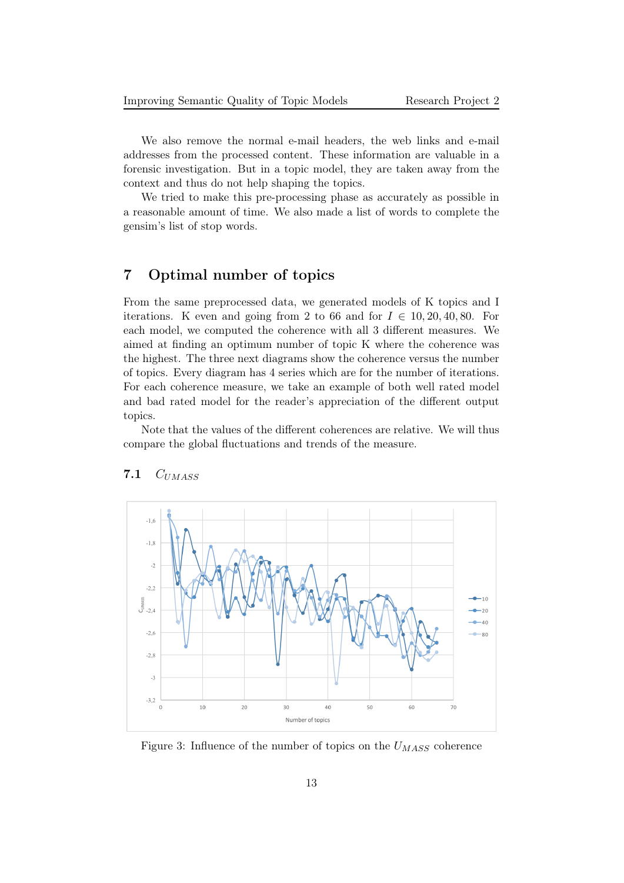We also remove the normal e-mail headers, the web links and e-mail addresses from the processed content. These information are valuable in a forensic investigation. But in a topic model, they are taken away from the context and thus do not help shaping the topics.

We tried to make this pre-processing phase as accurately as possible in a reasonable amount of time. We also made a list of words to complete the gensim's list of stop words.

# 7 Optimal number of topics

From the same preprocessed data, we generated models of K topics and I iterations. K even and going from 2 to 66 and for $I \in 10, 20, 40, 80$. For each model, we computed the coherence with all 3 different measures. We aimed at finding an optimum number of topic K where the coherence was the highest. The three next diagrams show the coherence versus the number of topics. Every diagram has 4 series which are for the number of iterations. For each coherence measure, we take an example of both well rated model and bad rated model for the reader's appreciation of the different output topics.

Note that the values of the different coherences are relative. We will thus compare the global fluctuations and trends of the measure.

## 7.1 $C_{UMASS}$

Figure 3: Influence of the number of topics on the $U_{MASS}$ coherence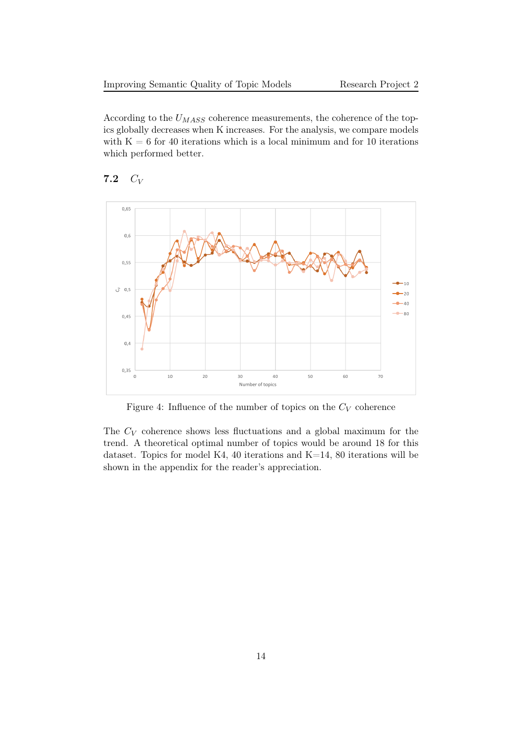According to the $U_{MASS}$ coherence measurements, the coherence of the topics globally decreases when K increases. For the analysis, we compare models with K = 6 for 40 iterations which is a local minimum and for 10 iterations which performed better.

## 7.2 $C_V$

Figure 4: Influence of the number of topics on the $C_V$ coherence

The $C_V$ coherence shows less fluctuations and a global maximum for the trend. A theoretical optimal number of topics would be around 18 for this dataset. Topics for model K4, 40 iterations and K=14, 80 iterations will be shown in the appendix for the reader's appreciation.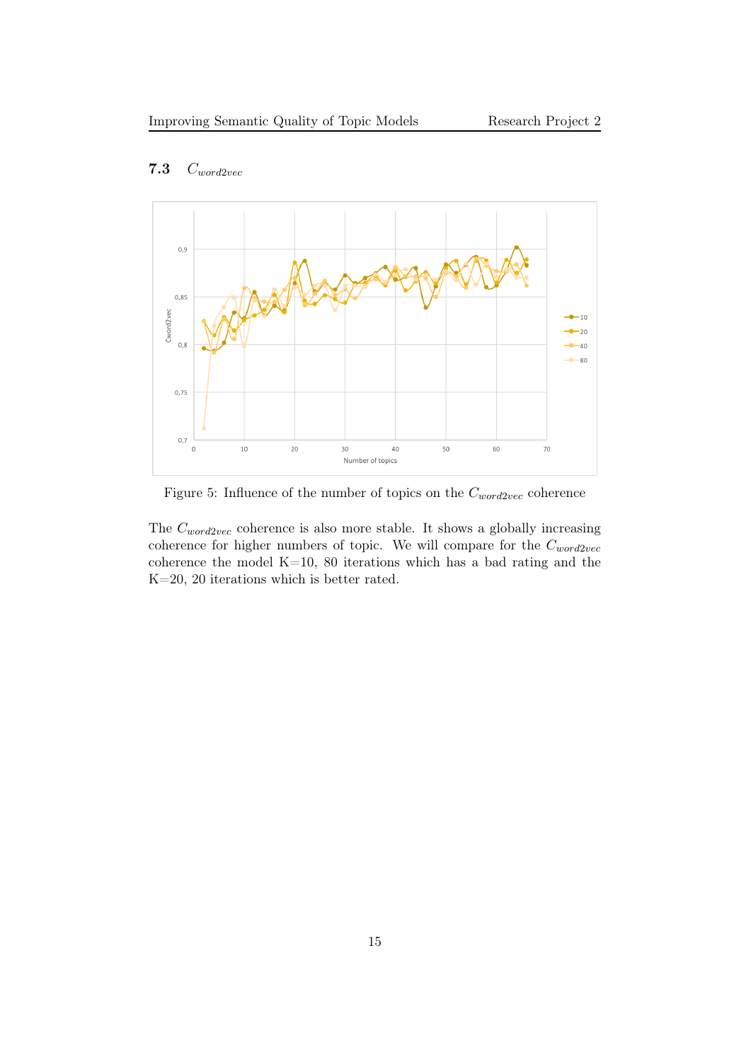### 7.3 $C_{word2vec}$

Figure 5: Influence of the number of topics on the $C_{word2vec}$ coherence

The $C_{word2vec}$ coherence is also more stable. It shows a globally increasing coherence for higher numbers of topic. We will compare for the $C_{word2vec}$ coherence the model K=10, 80 iterations which has a bad rating and the K=20, 20 iterations which is better rated.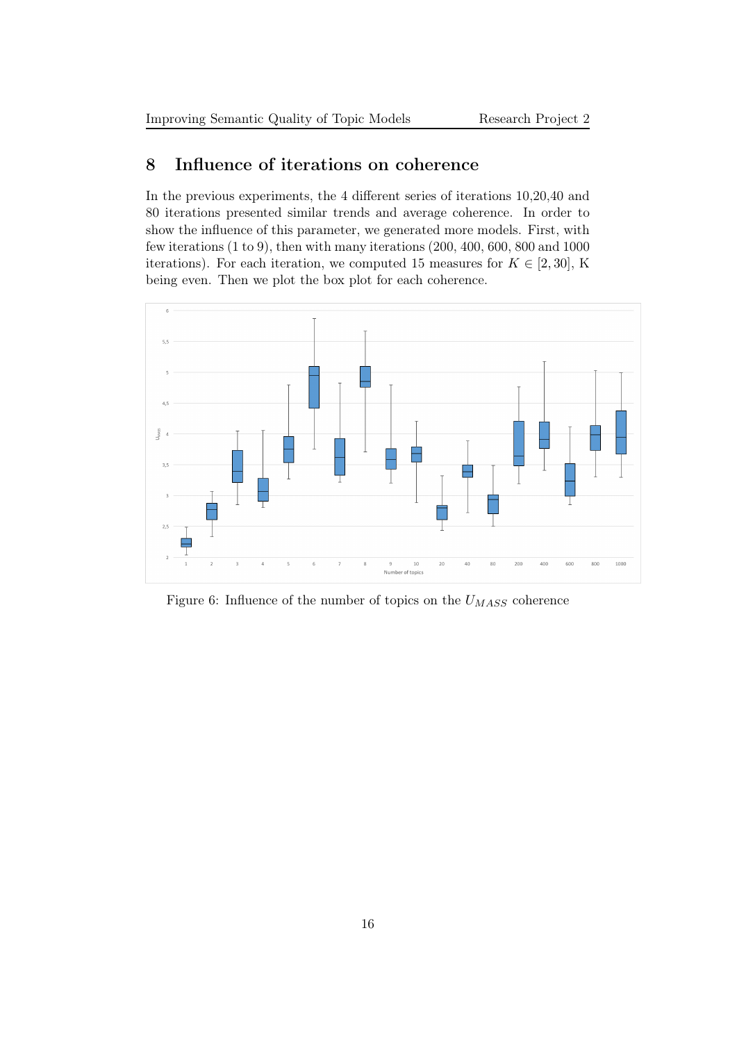## 8 Influence of iterations on coherence

In the previous experiments, the 4 different series of iterations 10,20,40 and 80 iterations presented similar trends and average coherence. In order to show the influence of this parameter, we generated more models. First, with few iterations (1 to 9), then with many iterations (200, 400, 600, 800 and 1000 iterations). For each iteration, we computed 15 measures for $K \in [2, 30]$, K being even. Then we plot the box plot for each coherence.

Figure 6: Influence of the number of topics on the $U_{MASS}$ coherence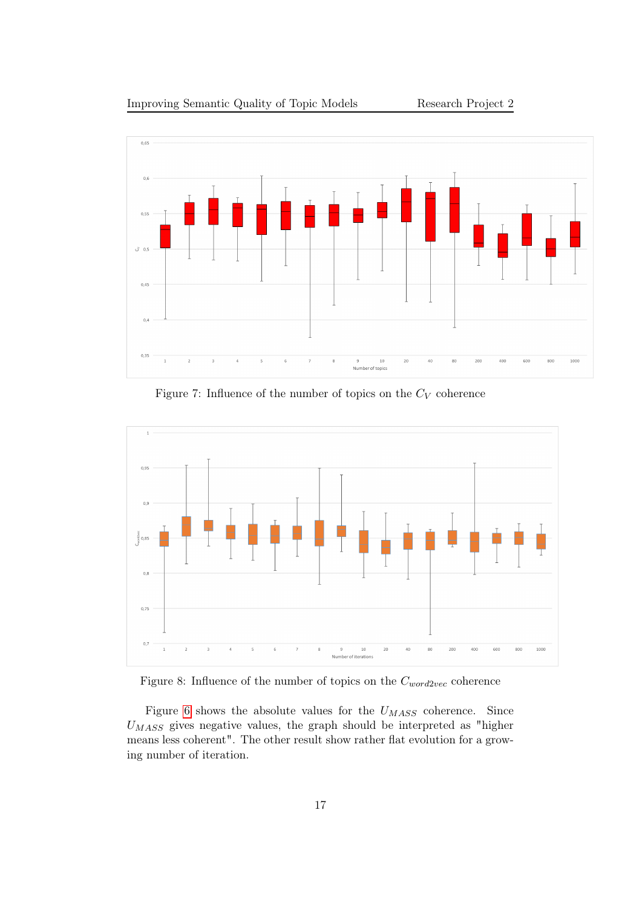Figure 7: Influence of the number of topics on the $C_V$ coherence

Figure 8: Influence of the number of topics on the $C_{word2vec}$ coherence

Figure 6 shows the absolute values for the $U_{MASS}$ coherence. Since $U_{MASS}$ gives negative values, the graph should be interpreted as "higher means less coherent". The other result show rather flat evolution for a growing number of iteration.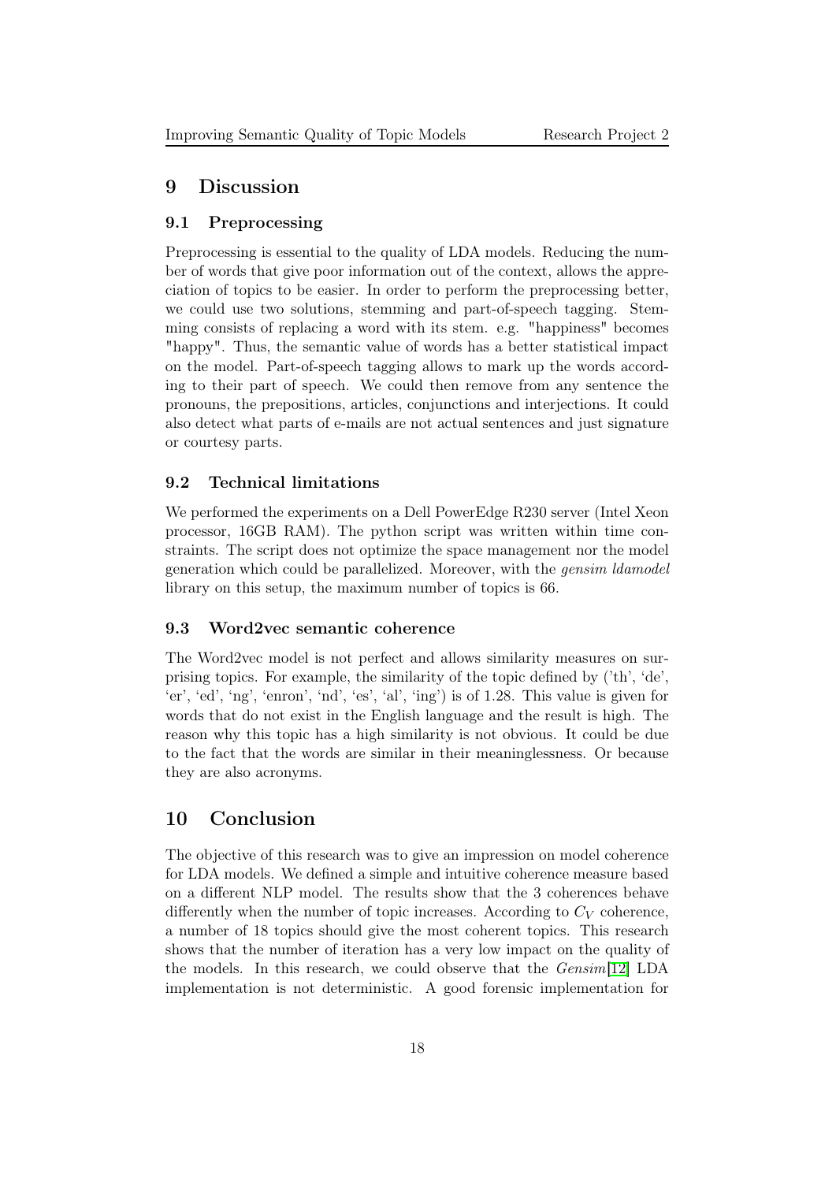# 9 Discussion

## 9.1 Preprocessing

Preprocessing is essential to the quality of LDA models. Reducing the number of words that give poor information out of the context, allows the appreciation of topics to be easier. In order to perform the preprocessing better, we could use two solutions, stemming and part-of-speech tagging. Stemming consists of replacing a word with its stem. e.g. "happiness" becomes "happy". Thus, the semantic value of words has a better statistical impact on the model. Part-of-speech tagging allows to mark up the words according to their part of speech. We could then remove from any sentence the pronouns, the prepositions, articles, conjunctions and interjections. It could also detect what parts of e-mails are not actual sentences and just signature or courtesy parts.

## 9.2 Technical limitations

We performed the experiments on a Dell PowerEdge R230 server (Intel Xeon processor, 16GB RAM). The python script was written within time constraints. The script does not optimize the space management nor the model generation which could be parallelized. Moreover, with the *gensim ldamodel* library on this setup, the maximum number of topics is 66.

## 9.3 Word2vec semantic coherence

The Word2vec model is not perfect and allows similarity measures on surprising topics. For example, the similarity of the topic defined by ('th', 'de', 'er', 'ed', 'ng', 'enron', 'nd', 'es', 'al', 'ing') is of 1.28. This value is given for words that do not exist in the English language and the result is high. The reason why this topic has a high similarity is not obvious. It could be due to the fact that the words are similar in their meaninglessness. Or because they are also acronyms.

# 10 Conclusion

The objective of this research was to give an impression on model coherence for LDA models. We defined a simple and intuitive coherence measure based on a different NLP model. The results show that the 3 coherences behave differently when the number of topic increases. According to $C_V$ coherence, a number of 18 topics should give the most coherent topics. This research shows that the number of iteration has a very low impact on the quality of the models. In this research, we could observe that the *Gensim*[12] LDA implementation is not deterministic. A good forensic implementation for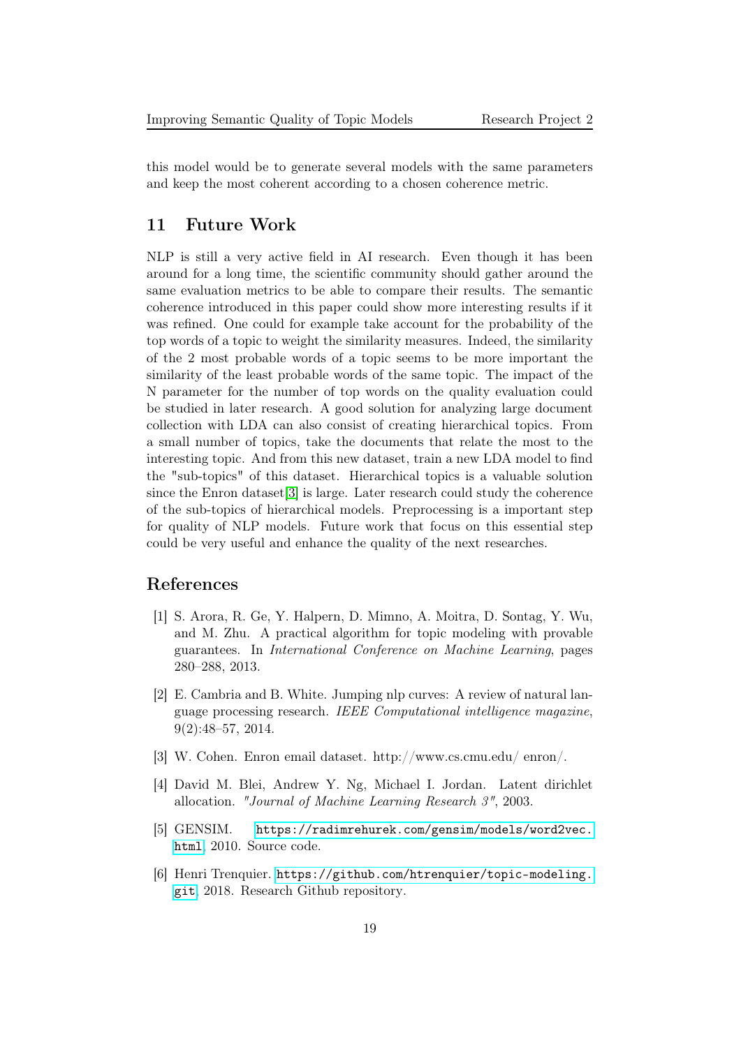this model would be to generate several models with the same parameters and keep the most coherent according to a chosen coherence metric.

## 11 Future Work

NLP is still a very active field in AI research. Even though it has been around for a long time, the scientific community should gather around the same evaluation metrics to be able to compare their results. The semantic coherence introduced in this paper could show more interesting results if it was refined. One could for example take account for the probability of the top words of a topic to weight the similarity measures. Indeed, the similarity of the 2 most probable words of a topic seems to be more important the similarity of the least probable words of the same topic. The impact of the N parameter for the number of top words on the quality evaluation could be studied in later research. A good solution for analyzing large document collection with LDA can also consist of creating hierarchical topics. From a small number of topics, take the documents that relate the most to the interesting topic. And from this new dataset, train a new LDA model to find the "sub-topics" of this dataset. Hierarchical topics is a valuable solution since the Enron dataset[3] is large. Later research could study the coherence of the sub-topics of hierarchical models. Preprocessing is a important step for quality of NLP models. Future work that focus on this essential step could be very useful and enhance the quality of the next researches.

## References

[1] S. Arora, R. Ge, Y. Halpern, D. Mimno, A. Moitra, D. Sontag, Y. Wu, and M. Zhu. A practical algorithm for topic modeling with provable guarantees. In *International Conference on Machine Learning*, pages 280–288, 2013.

[2] E. Cambria and B. White. Jumping nlp curves: A review of natural language processing research. *IEEE Computational intelligence magazine*, 9(2):48–57, 2014.

[3] W. Cohen. Enron email dataset. http://www.cs.cmu.edu/ enron/.

[4] David M. Blei, Andrew Y. Ng, Michael I. Jordan. Latent dirichlet allocation. *"Journal of Machine Learning Research 3"*, 2003.

[5] GENSIM. https://radimrehurek.com/gensim/models/word2vec.html, 2010. Source code.

[6] Henri Trenquier. https://github.com/htrenquier/topic-modeling.git, 2018. Research Github repository.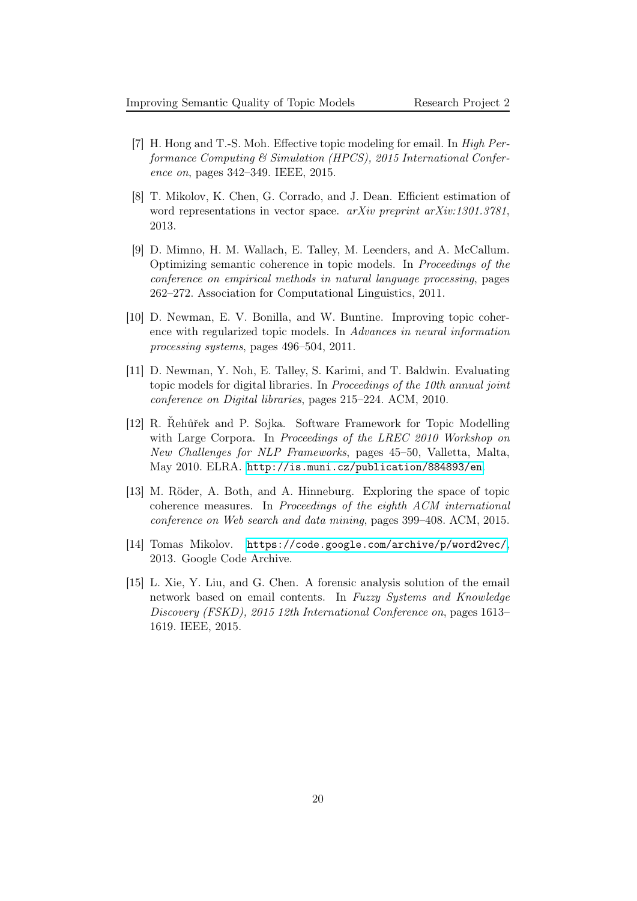[7] H. Hong and T.-S. Moh. Effective topic modeling for email. In *High Performance Computing & Simulation (HPCS), 2015 International Conference on*, pages 342–349. IEEE, 2015.

[8] T. Mikolov, K. Chen, G. Corrado, and J. Dean. Efficient estimation of word representations in vector space. *arXiv preprint arXiv:1301.3781*, 2013.

[9] D. Mimno, H. M. Wallach, E. Talley, M. Leenders, and A. McCallum. Optimizing semantic coherence in topic models. In *Proceedings of the conference on empirical methods in natural language processing*, pages 262–272. Association for Computational Linguistics, 2011.

[10] D. Newman, E. V. Bonilla, and W. Buntine. Improving topic coherence with regularized topic models. In *Advances in neural information processing systems*, pages 496–504, 2011.

[11] D. Newman, Y. Noh, E. Talley, S. Karimi, and T. Baldwin. Evaluating topic models for digital libraries. In *Proceedings of the 10th annual joint conference on Digital libraries*, pages 215–224. ACM, 2010.

[12] R. Řehůřek and P. Sojka. Software Framework for Topic Modelling with Large Corpora. In *Proceedings of the LREC 2010 Workshop on New Challenges for NLP Frameworks*, pages 45–50, Valletta, Malta, May 2010. ELRA. http://is.muni.cz/publication/884893/en.

[13] M. Röder, A. Both, and A. Hinneburg. Exploring the space of topic coherence measures. In *Proceedings of the eighth ACM international conference on Web search and data mining*, pages 399–408. ACM, 2015.

[14] Tomas Mikolov. https://code.google.com/archive/p/word2vec/, 2013. Google Code Archive.

[15] L. Xie, Y. Liu, and G. Chen. A forensic analysis solution of the email network based on email contents. In *Fuzzy Systems and Knowledge Discovery (FSKD), 2015 12th International Conference on*, pages 1613–1619. IEEE, 2015.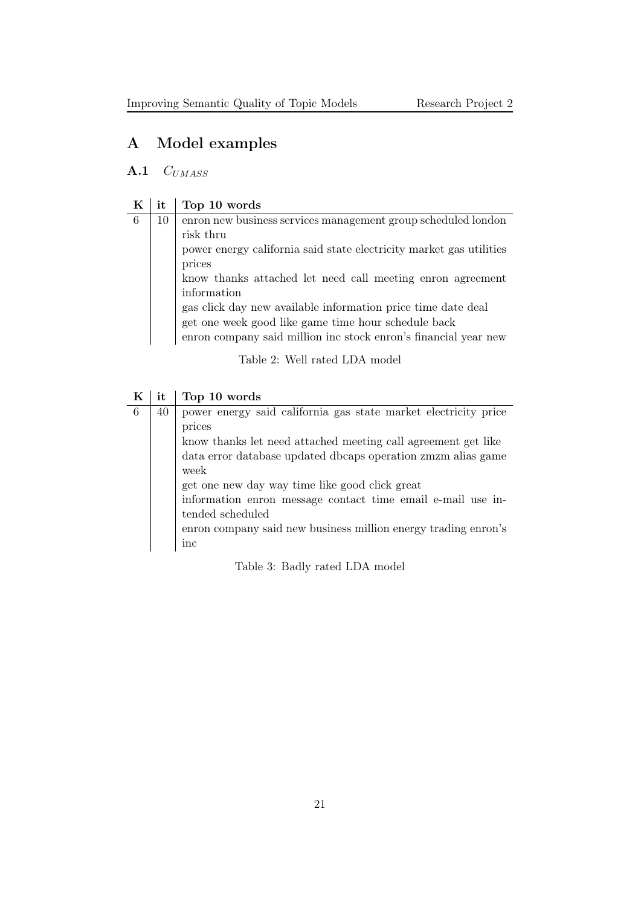# A Model examples

## A.1 $C_{UMASS}$

| K | it | Top 10 words |
|---|---|---|
| 6 | 10 | enron new business services management group scheduled london risk thru |
| | | power energy california said state electricity market gas utilities prices |
| | | know thanks attached let need call meeting enron agreement information |
| | | gas click day new available information price time date deal |
| | | get one week good like game time hour schedule back |
| | | enron company said million inc stock enron's financial year new |

Table 2: Well rated LDA model

| K | it | Top 10 words |
|---|---|---|
| 6 | 40 | power energy said california gas state market electricity price prices |
| | | know thanks let need attached meeting call agreement get like |
| | | data error database updated dbcaps operation zmzm alias game week |
| | | get one new day way time like good click great |
| | | information enron message contact time email e-mail use intended scheduled |
| | | enron company said new business million energy trading enron's inc |

Table 3: Badly rated LDA model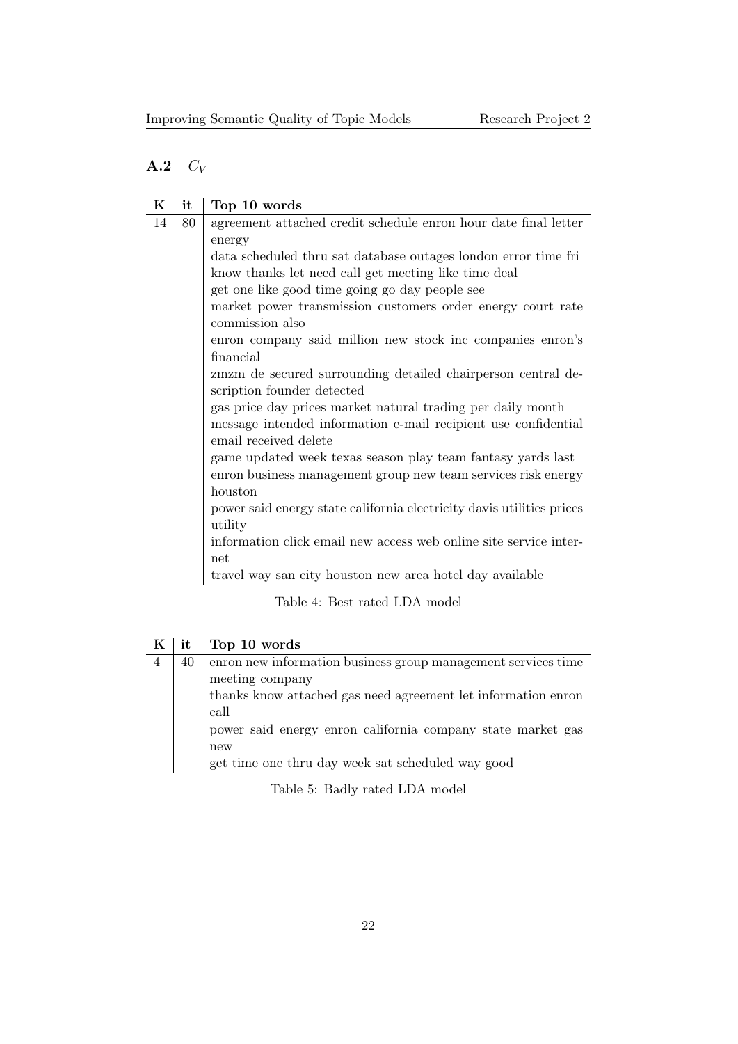## A.2 $C_V$

| K | it | Top 10 words |
|---|---|---|
| 14 | 80 | agreement attached credit schedule enron hour date final letter energy |
| | | data scheduled thru sat database outages london error time fri |
| | | know thanks let need call get meeting like time deal |
| | | get one like good time going go day people see |
| | | market power transmission customers order energy court rate commission also |
| | | enron company said million new stock inc companies enron's financial |
| | | zmzm de secured surrounding detailed chairperson central description founder detected |
| | | gas price day prices market natural trading per daily month |
| | | message intended information e-mail recipient use confidential email received delete |
| | | game updated week texas season play team fantasy yards last |
| | | enron business management group new team services risk energy houston |
| | | power said energy state california electricity davis utilities prices utility |
| | | information click email new access web online site service internet |
| | | travel way san city houston new area hotel day available |

Table 4: Best rated LDA model

| K | it | Top 10 words |
|---|---|---|
| 4 | 40 | enron new information business group management services time meeting company |
| | | thanks know attached gas need agreement let information enron call |
| | | power said energy enron california company state market gas new |
| | | get time one thru day week sat scheduled way good |

Table 5: Badly rated LDA model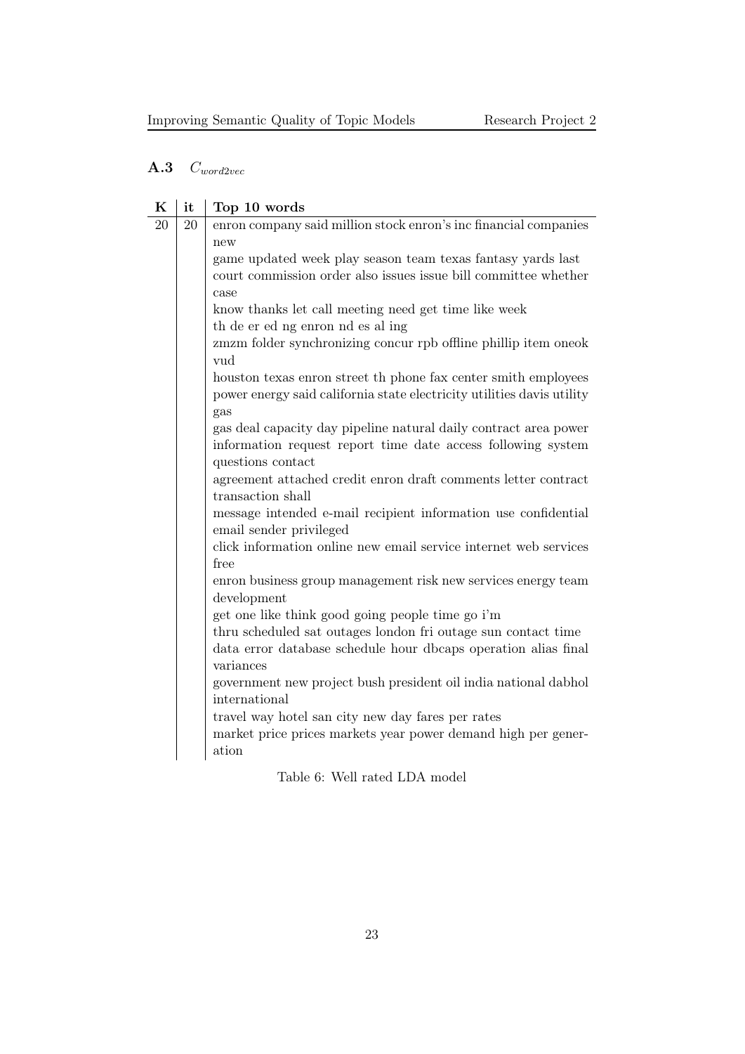## A.3 $C_{word2vec}$

| K | it | Top 10 words |
|---|---|---|
| 20 | 20 | enron company said million stock enron's inc financial companies new |
| | | game updated week play season team texas fantasy yards last |
| | | court commission order also issues issue bill committee whether case |
| | | know thanks let call meeting need get time like week |
| | | th de er ed ng enron nd es al ing |
| | | zmzm folder synchronizing concur rpb offline phillip item oneok vud |
| | | houston texas enron street th phone fax center smith employees |
| | | power energy said california state electricity utilities davis utility gas |
| | | gas deal capacity day pipeline natural daily contract area power |
| | | information request report time date access following system questions contact |
| | | agreement attached credit enron draft comments letter contract transaction shall |
| | | message intended e-mail recipient information use confidential email sender privileged |
| | | click information online new email service internet web services free |
| | | enron business group management risk new services energy team development |
| | | get one like think good going people time go i'm |
| | | thru scheduled sat outages london fri outage sun contact time |
| | | data error database schedule hour dbcaps operation alias final variances |
| | | government new project bush president oil india national dabhol international |
| | | travel way hotel san city new day fares per rates |
| | | market price prices markets year power demand high per generation |

Table 6: Well rated LDA model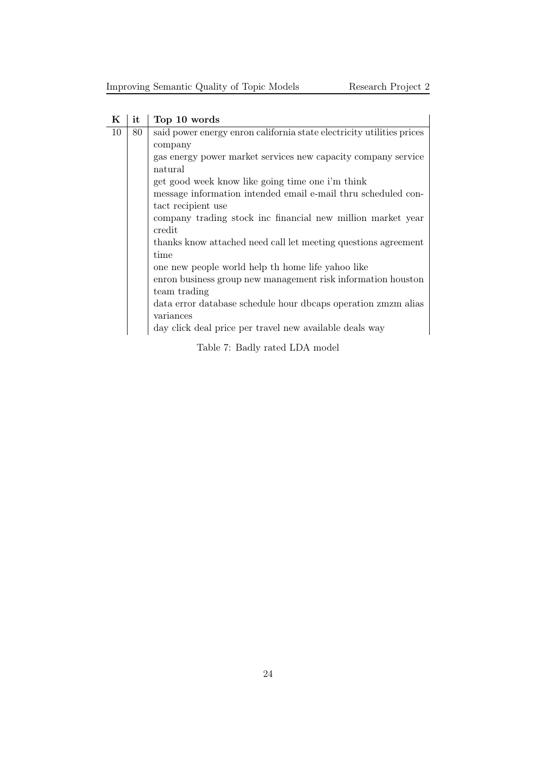| K | it | Top 10 words |
|---|---|---|
| 10 | 80 | said power energy enron california state electricity utilities prices company |
| | | gas energy power market services new capacity company service natural |
| | | get good week know like going time one i'm think |
| | | message information intended email e-mail thru scheduled contact recipient use |
| | | company trading stock inc financial new million market year credit |
| | | thanks know attached need call let meeting questions agreement time |
| | | one new people world help th home life yahoo like |
| | | enron business group new management risk information houston team trading |
| | | data error database schedule hour dbcaps operation zmzm alias variances |
| | | day click deal price per travel new available deals way |

Table 7: Badly rated LDA model